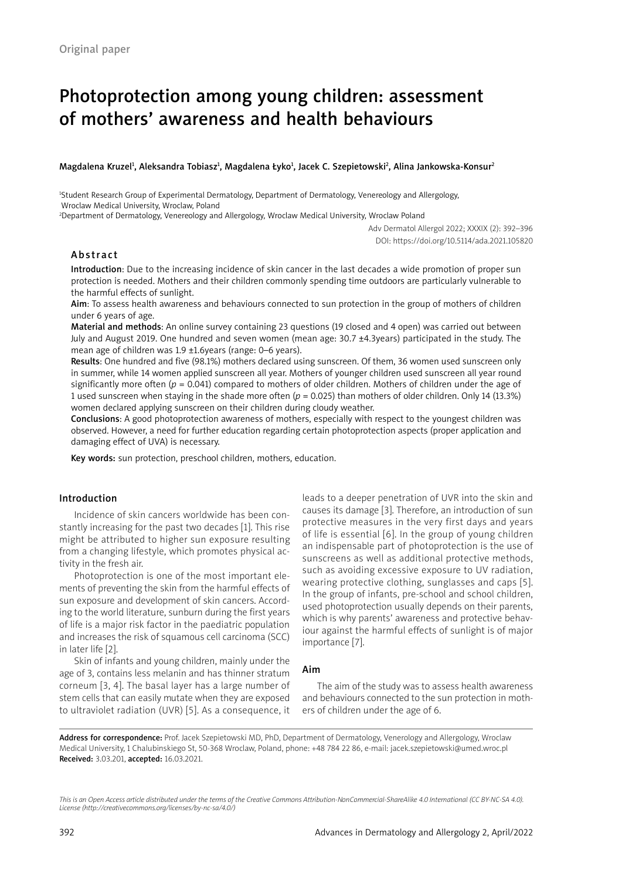Original paper

# Photoprotection among young children: assessment of mothers' awareness and health behaviours

Magdalena Kruzel[1], Aleksandra Tobiasz[1], Magdalena Łyko[1], Jacek C. Szepietowski[2], Alina Jankowska-Konsur[2]

[1]Student Research Group of Experimental Dermatology, Department of Dermatology, Venereology and Allergology, Wroclaw Medical University, Wroclaw, Poland
[2]Department of Dermatology, Venereology and Allergology, Wroclaw Medical University, Wroclaw Poland

Adv Dermatol Allergol 2022; XXXIX (2): 392–396
DOI: https://doi.org/10.5114/ada.2021.105820

## Abstract

**Introduction**: Due to the increasing incidence of skin cancer in the last decades a wide promotion of proper sun protection is needed. Mothers and their children commonly spending time outdoors are particularly vulnerable to the harmful effects of sunlight.

**Aim**: To assess health awareness and behaviours connected to sun protection in the group of mothers of children under 6 years of age.

**Material and methods**: An online survey containing 23 questions (19 closed and 4 open) was carried out between July and August 2019. One hundred and seven women (mean age: 30.7 ±4.3years) participated in the study. The mean age of children was 1.9 ±1.6years (range: 0–6 years).

**Results**: One hundred and five (98.1%) mothers declared using sunscreen. Of them, 36 women used sunscreen only in summer, while 14 women applied sunscreen all year. Mothers of younger children used sunscreen all year round significantly more often ($p$ = 0.041) compared to mothers of older children. Mothers of children under the age of 1 used sunscreen when staying in the shade more often ($p$ = 0.025) than mothers of older children. Only 14 (13.3%) women declared applying sunscreen on their children during cloudy weather.

**Conclusions**: A good photoprotection awareness of mothers, especially with respect to the youngest children was observed. However, a need for further education regarding certain photoprotection aspects (proper application and damaging effect of UVA) is necessary.

**Key words:** sun protection, preschool children, mothers, education.

## Introduction

Incidence of skin cancers worldwide has been constantly increasing for the past two decades [1]. This rise might be attributed to higher sun exposure resulting from a changing lifestyle, which promotes physical activity in the fresh air.

Photoprotection is one of the most important elements of preventing the skin from the harmful effects of sun exposure and development of skin cancers. According to the world literature, sunburn during the first years of life is a major risk factor in the paediatric population and increases the risk of squamous cell carcinoma (SCC) in later life [2].

Skin of infants and young children, mainly under the age of 3, contains less melanin and has thinner stratum corneum [3, 4]. The basal layer has a large number of stem cells that can easily mutate when they are exposed to ultraviolet radiation (UVR) [5]. As a consequence, it leads to a deeper penetration of UVR into the skin and causes its damage [3]. Therefore, an introduction of sun protective measures in the very first days and years of life is essential [6]. In the group of young children an indispensable part of photoprotection is the use of sunscreens as well as additional protective methods, such as avoiding excessive exposure to UV radiation, wearing protective clothing, sunglasses and caps [5]. In the group of infants, pre-school and school children, used photoprotection usually depends on their parents, which is why parents' awareness and protective behaviour against the harmful effects of sunlight is of major importance [7].

## Aim

The aim of the study was to assess health awareness and behaviours connected to the sun protection in mothers of children under the age of 6.

**Address for correspondence:** Prof. Jacek Szepietowski MD, PhD, Department of Dermatology, Venerology and Allergology, Wroclaw Medical University, 1 Chalubinskiego St, 50-368 Wroclaw, Poland, phone: +48 784 22 86, e-mail: jacek.szepietowski@umed.wroc.pl
**Received:** 3.03.201, **accepted:** 16.03.2021.

*This is an Open Access article distributed under the terms of the Creative Commons Attribution-NonCommercial-ShareAlike 4.0 International (CC BY-NC-SA 4.0). License (http://creativecommons.org/licenses/by-nc-sa/4.0/)*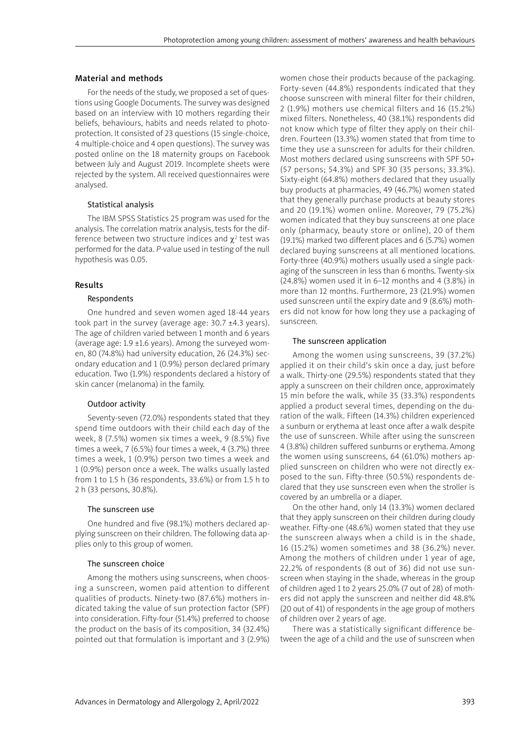## Material and methods

For the needs of the study, we proposed a set of questions using Google Documents. The survey was designed based on an interview with 10 mothers regarding their beliefs, behaviours, habits and needs related to photoprotection. It consisted of 23 questions (15 single-choice, 4 multiple-choice and 4 open questions). The survey was posted online on the 18 maternity groups on Facebook between July and August 2019. Incomplete sheets were rejected by the system. All received questionnaires were analysed.

### Statistical analysis

The IBM SPSS Statistics 25 program was used for the analysis. The correlation matrix analysis, tests for the difference between two structure indices and $\chi^2$ test was performed for the data. *P*-value used in testing of the null hypothesis was 0.05.

## Results

### Respondents

One hundred and seven women aged 18-44 years took part in the survey (average age: 30.7 ±4.3 years). The age of children varied between 1 month and 6 years (average age: 1.9 ±1.6 years). Among the surveyed women, 80 (74.8%) had university education, 26 (24.3%) secondary education and 1 (0.9%) person declared primary education. Two (1.9%) respondents declared a history of skin cancer (melanoma) in the family.

### Outdoor activity

Seventy-seven (72.0%) respondents stated that they spend time outdoors with their child each day of the week, 8 (7.5%) women six times a week, 9 (8.5%) five times a week, 7 (6.5%) four times a week, 4 (3.7%) three times a week, 1 (0.9%) person two times a week and 1 (0.9%) person once a week. The walks usually lasted from 1 to 1.5 h (36 respondents, 33.6%) or from 1.5 h to 2 h (33 persons, 30.8%).

### The sunscreen use

One hundred and five (98.1%) mothers declared applying sunscreen on their children. The following data applies only to this group of women.

### The sunscreen choice

Among the mothers using sunscreens, when choosing a sunscreen, women paid attention to different qualities of products. Ninety-two (87.6%) mothers indicated taking the value of sun protection factor (SPF) into consideration. Fifty-four (51.4%) preferred to choose the product on the basis of its composition, 34 (32.4%) pointed out that formulation is important and 3 (2.9%) women chose their products because of the packaging. Forty-seven (44.8%) respondents indicated that they choose sunscreen with mineral filter for their children, 2 (1.9%) mothers use chemical filters and 16 (15.2%) mixed filters. Nonetheless, 40 (38.1%) respondents did not know which type of filter they apply on their children. Fourteen (13.3%) women stated that from time to time they use a sunscreen for adults for their children. Most mothers declared using sunscreens with SPF 50+ (57 persons; 54.3%) and SPF 30 (35 persons; 33.3%). Sixty-eight (64.8%) mothers declared that they usually buy products at pharmacies, 49 (46.7%) women stated that they generally purchase products at beauty stores and 20 (19.1%) women online. Moreover, 79 (75.2%) women indicated that they buy sunscreens at one place only (pharmacy, beauty store or online), 20 of them (19.1%) marked two different places and 6 (5.7%) women declared buying sunscreens at all mentioned locations. Forty-three (40.9%) mothers usually used a single packaging of the sunscreen in less than 6 months. Twenty-six (24.8%) women used it in 6–12 months and 4 (3.8%) in more than 12 months. Furthermore, 23 (21.9%) women used sunscreen until the expiry date and 9 (8.6%) mothers did not know for how long they use a packaging of sunscreen.

### The sunscreen application

Among the women using sunscreens, 39 (37.2%) applied it on their child's skin once a day, just before a walk. Thirty-one (29.5%) respondents stated that they apply a sunscreen on their children once, approximately 15 min before the walk, while 35 (33.3%) respondents applied a product several times, depending on the duration of the walk. Fifteen (14.3%) children experienced a sunburn or erythema at least once after a walk despite the use of sunscreen. While after using the sunscreen 4 (3.8%) children suffered sunburns or erythema. Among the women using sunscreens, 64 (61.0%) mothers applied sunscreen on children who were not directly exposed to the sun. Fifty-three (50.5%) respondents declared that they use sunscreen even when the stroller is covered by an umbrella or a diaper.

On the other hand, only 14 (13.3%) women declared that they apply sunscreen on their children during cloudy weather. Fifty-one (48.6%) women stated that they use the sunscreen always when a child is in the shade, 16 (15.2%) women sometimes and 38 (36.2%) never. Among the mothers of children under 1 year of age, 22.2% of respondents (8 out of 36) did not use sunscreen when staying in the shade, whereas in the group of children aged 1 to 2 years 25.0% (7 out of 28) of mothers did not apply the sunscreen and neither did 48.8% (20 out of 41) of respondents in the age group of mothers of children over 2 years of age.

There was a statistically significant difference between the age of a child and the use of sunscreen when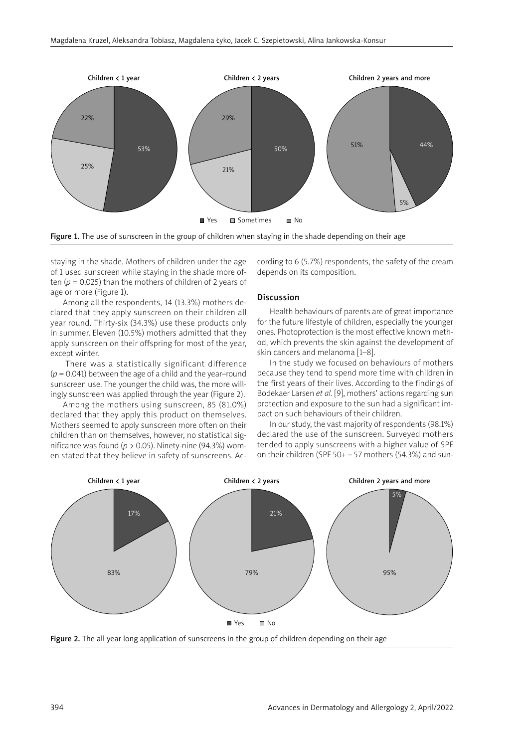Figure 1. The use of sunscreen in the group of children when staying in the shade depending on their age

staying in the shade. Mothers of children under the age of 1 used sunscreen while staying in the shade more often ($p = 0.025$) than the mothers of children of 2 years of age or more (Figure 1).

Among all the respondents, 14 (13.3%) mothers declared that they apply sunscreen on their children all year round. Thirty-six (34.3%) use these products only in summer. Eleven (10.5%) mothers admitted that they apply sunscreen on their offspring for most of the year, except winter.

There was a statistically significant difference ($p = 0.041$) between the age of a child and the year–round sunscreen use. The younger the child was, the more willingly sunscreen was applied through the year (Figure 2).

Among the mothers using sunscreen, 85 (81.0%) declared that they apply this product on themselves. Mothers seemed to apply sunscreen more often on their children than on themselves, however, no statistical significance was found ($p > 0.05$). Ninety-nine (94.3%) women stated that they believe in safety of sunscreens. According to 6 (5.7%) respondents, the safety of the cream depends on its composition.

## Discussion

Health behaviours of parents are of great importance for the future lifestyle of children, especially the younger ones. Photoprotection is the most effective known method, which prevents the skin against the development of skin cancers and melanoma [1–8].

In the study we focused on behaviours of mothers because they tend to spend more time with children in the first years of their lives. According to the findings of Bodekaer Larsen *et al.* [9], mothers' actions regarding sun protection and exposure to the sun had a significant impact on such behaviours of their children.

In our study, the vast majority of respondents (98.1%) declared the use of the sunscreen. Surveyed mothers tended to apply sunscreens with a higher value of SPF on their children (SPF 50+ – 57 mothers (54.3%) and sun-

Figure 2. The all year long application of sunscreens in the group of children depending on their age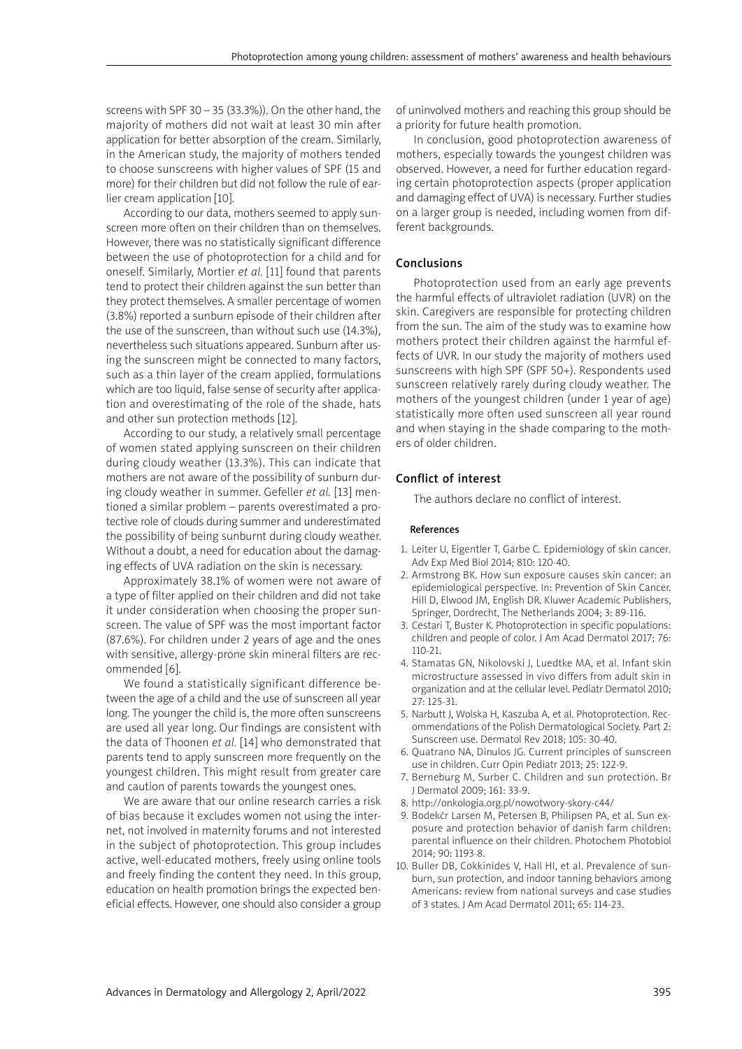screens with SPF 30 – 35 (33.3%)). On the other hand, the majority of mothers did not wait at least 30 min after application for better absorption of the cream. Similarly, in the American study, the majority of mothers tended to choose sunscreens with higher values of SPF (15 and more) for their children but did not follow the rule of earlier cream application [10].

According to our data, mothers seemed to apply sunscreen more often on their children than on themselves. However, there was no statistically significant difference between the use of photoprotection for a child and for oneself. Similarly, Mortier *et al.* [11] found that parents tend to protect their children against the sun better than they protect themselves. A smaller percentage of women (3.8%) reported a sunburn episode of their children after the use of the sunscreen, than without such use (14.3%), nevertheless such situations appeared. Sunburn after using the sunscreen might be connected to many factors, such as a thin layer of the cream applied, formulations which are too liquid, false sense of security after application and overestimating of the role of the shade, hats and other sun protection methods [12].

According to our study, a relatively small percentage of women stated applying sunscreen on their children during cloudy weather (13.3%). This can indicate that mothers are not aware of the possibility of sunburn during cloudy weather in summer. Gefeller *et al.* [13] mentioned a similar problem – parents overestimated a protective role of clouds during summer and underestimated the possibility of being sunburnt during cloudy weather. Without a doubt, a need for education about the damaging effects of UVA radiation on the skin is necessary.

Approximately 38.1% of women were not aware of a type of filter applied on their children and did not take it under consideration when choosing the proper sunscreen. The value of SPF was the most important factor (87.6%). For children under 2 years of age and the ones with sensitive, allergy-prone skin mineral filters are recommended [6].

We found a statistically significant difference between the age of a child and the use of sunscreen all year long. The younger the child is, the more often sunscreens are used all year long. Our findings are consistent with the data of Thoonen *et al.* [14] who demonstrated that parents tend to apply sunscreen more frequently on the youngest children. This might result from greater care and caution of parents towards the youngest ones.

We are aware that our online research carries a risk of bias because it excludes women not using the internet, not involved in maternity forums and not interested in the subject of photoprotection. This group includes active, well-educated mothers, freely using online tools and freely finding the content they need. In this group, education on health promotion brings the expected beneficial effects. However, one should also consider a group of uninvolved mothers and reaching this group should be a priority for future health promotion.

In conclusion, good photoprotection awareness of mothers, especially towards the youngest children was observed. However, a need for further education regarding certain photoprotection aspects (proper application and damaging effect of UVA) is necessary. Further studies on a larger group is needed, including women from different backgrounds.

## Conclusions

Photoprotection used from an early age prevents the harmful effects of ultraviolet radiation (UVR) on the skin. Caregivers are responsible for protecting children from the sun. The aim of the study was to examine how mothers protect their children against the harmful effects of UVR. In our study the majority of mothers used sunscreens with high SPF (SPF 50+). Respondents used sunscreen relatively rarely during cloudy weather. The mothers of the youngest children (under 1 year of age) statistically more often used sunscreen all year round and when staying in the shade comparing to the mothers of older children.

## Conflict of interest

The authors declare no conflict of interest.

### References

1. Leiter U, Eigentler T, Garbe C. Epidemiology of skin cancer. Adv Exp Med Biol 2014; 810: 120-40.
2. Armstrong BK. How sun exposure causes skin cancer: an epidemiological perspective. In: Prevention of Skin Cancer. Hill D, Elwood JM, English DR. Kluwer Academic Publishers, Springer, Dordrecht, The Netherlands 2004; 3: 89-116.
3. Cestari T, Buster K. Photoprotection in specific populations: children and people of color. J Am Acad Dermatol 2017; 76: 110-21.
4. Stamatas GN, Nikolovski J, Luedtke MA, et al. Infant skin microstructure assessed in vivo differs from adult skin in organization and at the cellular level. Pediatr Dermatol 2010; 27: 125-31.
5. Narbutt J, Wolska H, Kaszuba A, et al. Photoprotection. Recommendations of the Polish Dermatological Society. Part 2: Sunscreen use. Dermatol Rev 2018; 105: 30-40.
6. Quatrano NA, Dinulos JG. Current principles of sunscreen use in children. Curr Opin Pediatr 2013; 25: 122-9.
7. Berneburg M, Surber C. Children and sun protection. Br J Dermatol 2009; 161: 33-9.
8. http://onkologia.org.pl/nowotwory-skory-c44/
9. Bodekćr Larsen M, Petersen B, Philipsen PA, et al. Sun exposure and protection behavior of danish farm children: parental influence on their children. Photochem Photobiol 2014; 90: 1193-8.
10. Buller DB, Cokkinides V, Hall HI, et al. Prevalence of sunburn, sun protection, and indoor tanning behaviors among Americans: review from national surveys and case studies of 3 states. J Am Acad Dermatol 2011; 65: 114-23.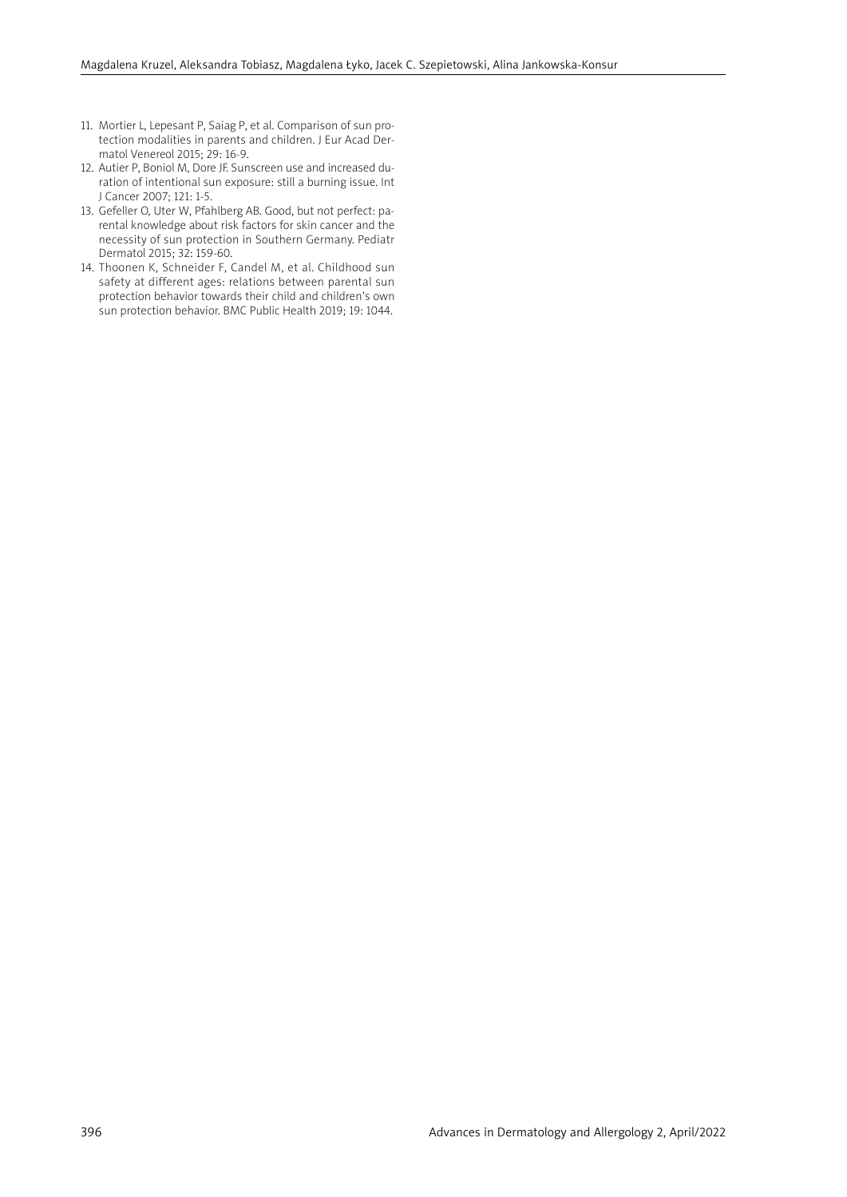11. Mortier L, Lepesant P, Saiag P, et al. Comparison of sun protection modalities in parents and children. J Eur Acad Dermatol Venereol 2015; 29: 16-9.
12. Autier P, Boniol M, Dore JF. Sunscreen use and increased duration of intentional sun exposure: still a burning issue. Int J Cancer 2007; 121: 1-5.
13. Gefeller O, Uter W, Pfahlberg AB. Good, but not perfect: parental knowledge about risk factors for skin cancer and the necessity of sun protection in Southern Germany. Pediatr Dermatol 2015; 32: 159-60.
14. Thoonen K, Schneider F, Candel M, et al. Childhood sun safety at different ages: relations between parental sun protection behavior towards their child and children's own sun protection behavior. BMC Public Health 2019; 19: 1044.